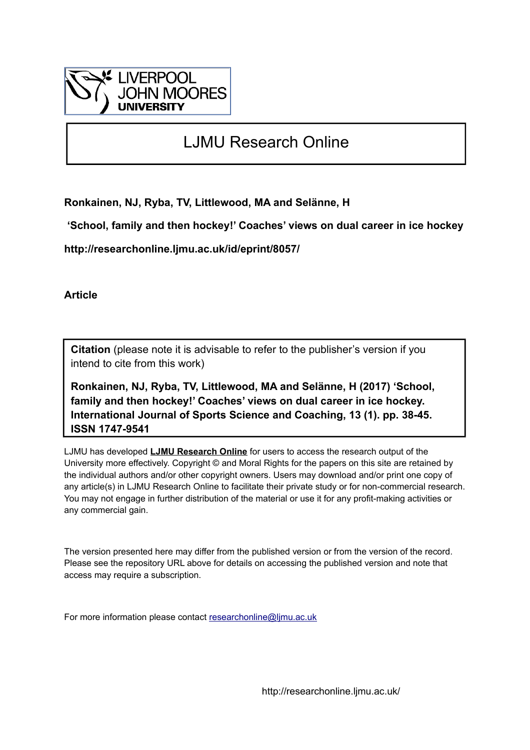LIVERPOOL JOHN MOORES UNIVERSITY

# LJMU Research Online

**Ronkainen, NJ, Ryba, TV, Littlewood, MA and Selänne, H**

**'School, family and then hockey!' Coaches' views on dual career in ice hockey**

**http://researchonline.ljmu.ac.uk/id/eprint/8057/**

**Article**

**Citation** (please note it is advisable to refer to the publisher's version if you intend to cite from this work)

**Ronkainen, NJ, Ryba, TV, Littlewood, MA and Selänne, H (2017) 'School, family and then hockey!' Coaches' views on dual career in ice hockey. International Journal of Sports Science and Coaching, 13 (1). pp. 38-45. ISSN 1747-9541**

LJMU has developed **LJMU Research Online** for users to access the research output of the University more effectively. Copyright © and Moral Rights for the papers on this site are retained by the individual authors and/or other copyright owners. Users may download and/or print one copy of any article(s) in LJMU Research Online to facilitate their private study or for non-commercial research. You may not engage in further distribution of the material or use it for any profit-making activities or any commercial gain.

The version presented here may differ from the published version or from the version of the record. Please see the repository URL above for details on accessing the published version and note that access may require a subscription.

For more information please contact researchonline@ljmu.ac.uk

http://researchonline.ljmu.ac.uk/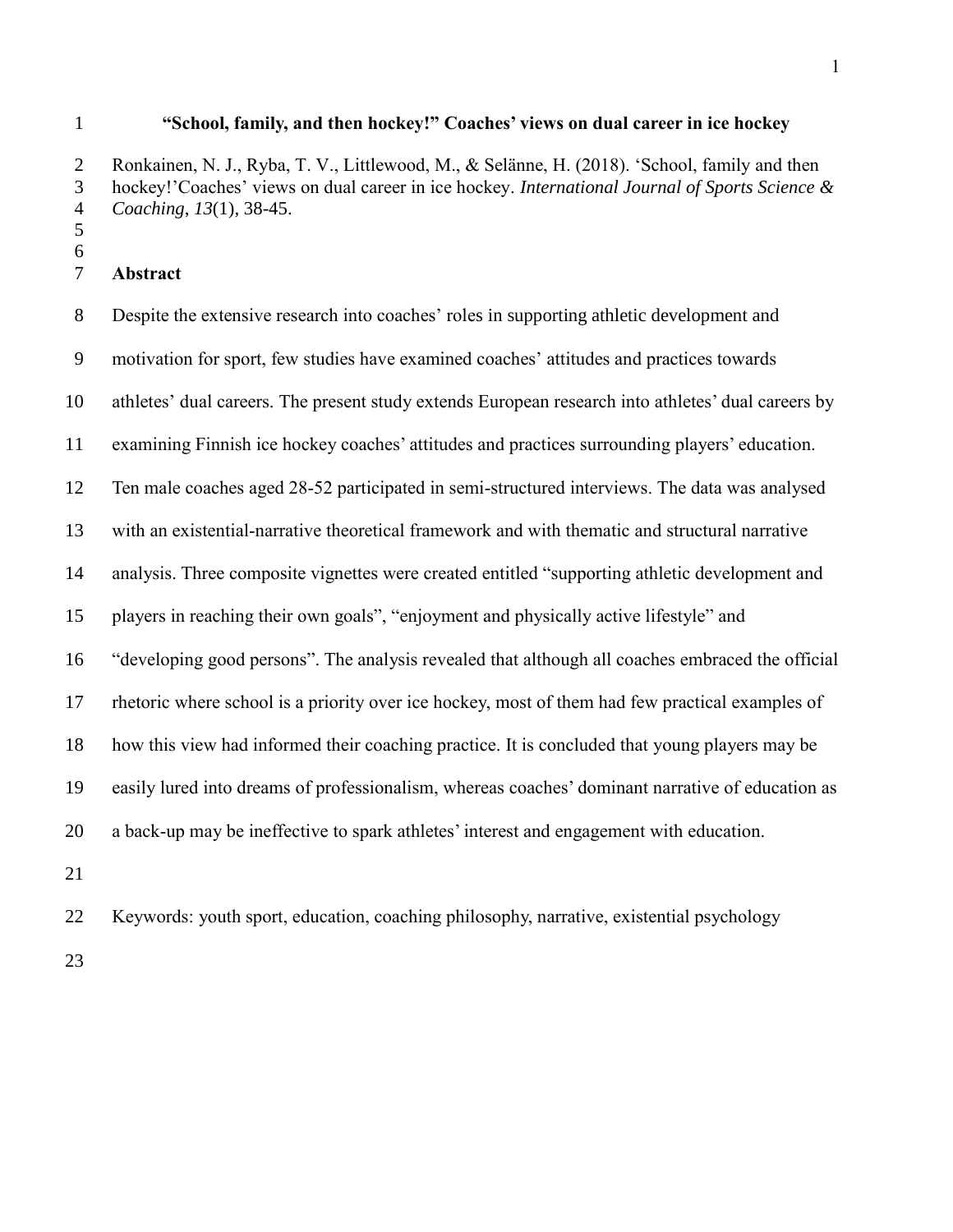# "School, family, and then hockey!" Coaches' views on dual career in ice hockey

Ronkainen, N. J., Ryba, T. V., Littlewood, M., & Selänne, H. (2018). 'School, family and then hockey!'Coaches' views on dual career in ice hockey. *International Journal of Sports Science & Coaching*, *13*(1), 38-45.

## Abstract

Despite the extensive research into coaches' roles in supporting athletic development and motivation for sport, few studies have examined coaches' attitudes and practices towards athletes' dual careers. The present study extends European research into athletes' dual careers by examining Finnish ice hockey coaches' attitudes and practices surrounding players' education. Ten male coaches aged 28-52 participated in semi-structured interviews. The data was analysed with an existential-narrative theoretical framework and with thematic and structural narrative analysis. Three composite vignettes were created entitled "supporting athletic development and players in reaching their own goals", "enjoyment and physically active lifestyle" and "developing good persons". The analysis revealed that although all coaches embraced the official rhetoric where school is a priority over ice hockey, most of them had few practical examples of how this view had informed their coaching practice. It is concluded that young players may be easily lured into dreams of professionalism, whereas coaches' dominant narrative of education as a back-up may be ineffective to spark athletes' interest and engagement with education.

Keywords: youth sport, education, coaching philosophy, narrative, existential psychology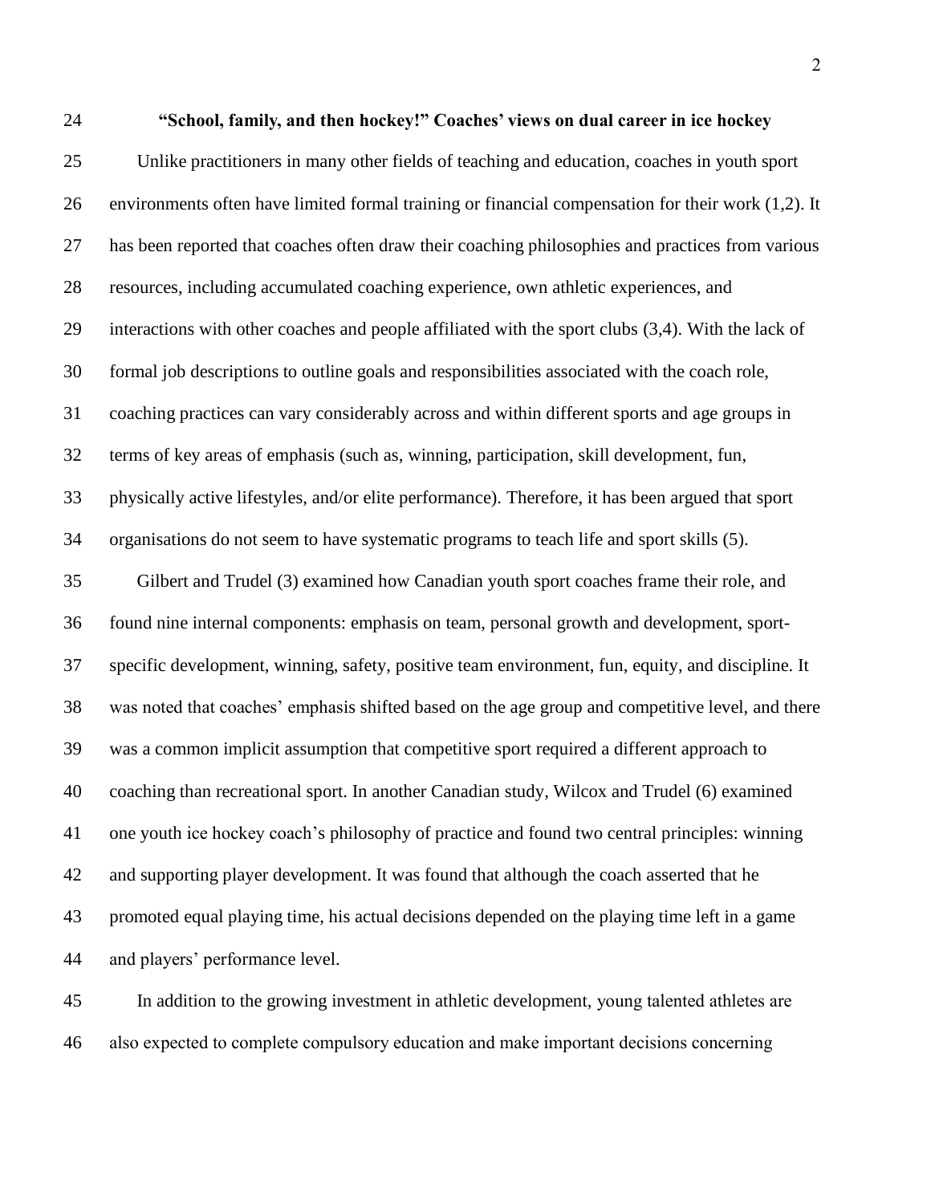# "School, family, and then hockey!" Coaches' views on dual career in ice hockey

Unlike practitioners in many other fields of teaching and education, coaches in youth sport environments often have limited formal training or financial compensation for their work (1,2). It has been reported that coaches often draw their coaching philosophies and practices from various resources, including accumulated coaching experience, own athletic experiences, and interactions with other coaches and people affiliated with the sport clubs (3,4). With the lack of formal job descriptions to outline goals and responsibilities associated with the coach role, coaching practices can vary considerably across and within different sports and age groups in terms of key areas of emphasis (such as, winning, participation, skill development, fun, physically active lifestyles, and/or elite performance). Therefore, it has been argued that sport organisations do not seem to have systematic programs to teach life and sport skills (5).

Gilbert and Trudel (3) examined how Canadian youth sport coaches frame their role, and found nine internal components: emphasis on team, personal growth and development, sport-specific development, winning, safety, positive team environment, fun, equity, and discipline. It was noted that coaches' emphasis shifted based on the age group and competitive level, and there was a common implicit assumption that competitive sport required a different approach to coaching than recreational sport. In another Canadian study, Wilcox and Trudel (6) examined one youth ice hockey coach's philosophy of practice and found two central principles: winning and supporting player development. It was found that although the coach asserted that he promoted equal playing time, his actual decisions depended on the playing time left in a game and players' performance level.

In addition to the growing investment in athletic development, young talented athletes are also expected to complete compulsory education and make important decisions concerning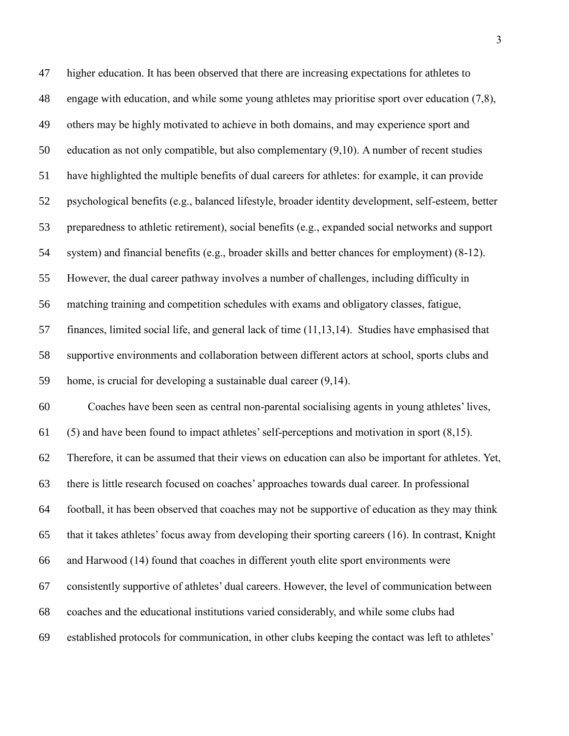higher education. It has been observed that there are increasing expectations for athletes to engage with education, and while some young athletes may prioritise sport over education (7,8), others may be highly motivated to achieve in both domains, and may experience sport and education as not only compatible, but also complementary (9,10). A number of recent studies have highlighted the multiple benefits of dual careers for athletes: for example, it can provide psychological benefits (e.g., balanced lifestyle, broader identity development, self-esteem, better preparedness to athletic retirement), social benefits (e.g., expanded social networks and support system) and financial benefits (e.g., broader skills and better chances for employment) (8-12). However, the dual career pathway involves a number of challenges, including difficulty in matching training and competition schedules with exams and obligatory classes, fatigue, finances, limited social life, and general lack of time (11,13,14). Studies have emphasised that supportive environments and collaboration between different actors at school, sports clubs and home, is crucial for developing a sustainable dual career (9,14).

Coaches have been seen as central non-parental socialising agents in young athletes' lives, (5) and have been found to impact athletes' self-perceptions and motivation in sport (8,15). Therefore, it can be assumed that their views on education can also be important for athletes. Yet, there is little research focused on coaches' approaches towards dual career. In professional football, it has been observed that coaches may not be supportive of education as they may think that it takes athletes' focus away from developing their sporting careers (16). In contrast, Knight and Harwood (14) found that coaches in different youth elite sport environments were consistently supportive of athletes' dual careers. However, the level of communication between coaches and the educational institutions varied considerably, and while some clubs had established protocols for communication, in other clubs keeping the contact was left to athletes'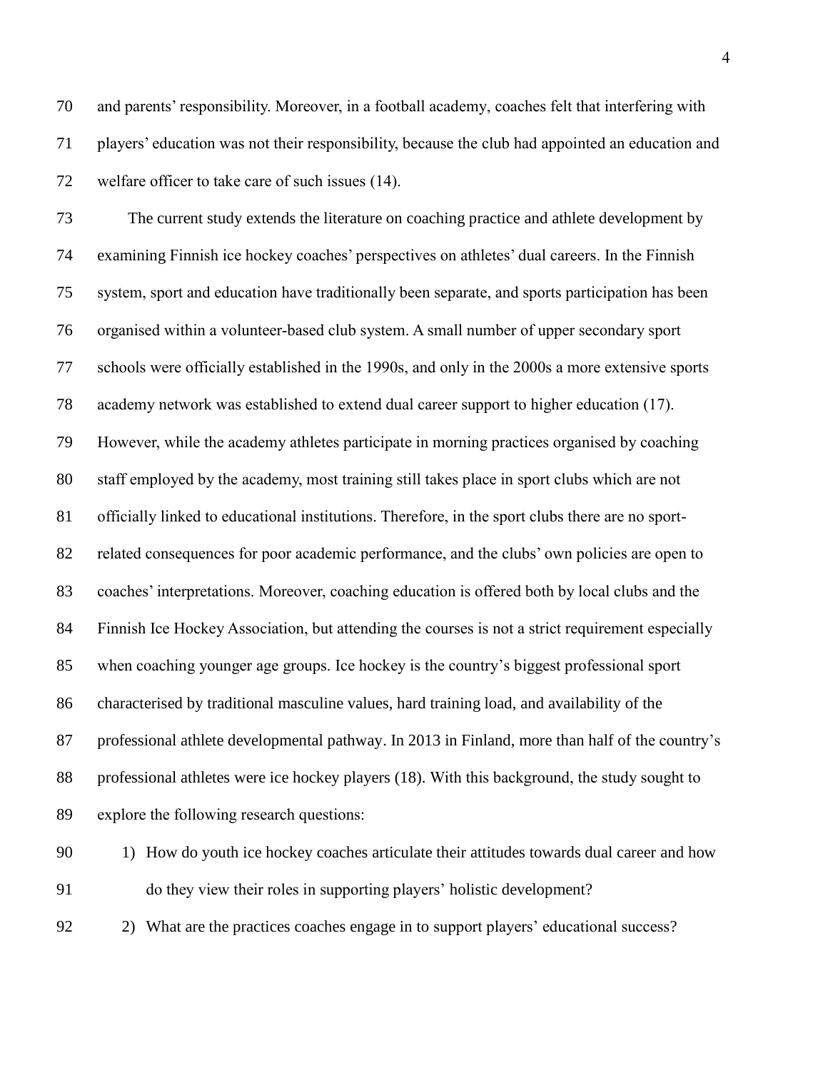and parents' responsibility. Moreover, in a football academy, coaches felt that interfering with players' education was not their responsibility, because the club had appointed an education and welfare officer to take care of such issues (14).

The current study extends the literature on coaching practice and athlete development by examining Finnish ice hockey coaches' perspectives on athletes' dual careers. In the Finnish system, sport and education have traditionally been separate, and sports participation has been organised within a volunteer-based club system. A small number of upper secondary sport schools were officially established in the 1990s, and only in the 2000s a more extensive sports academy network was established to extend dual career support to higher education (17). However, while the academy athletes participate in morning practices organised by coaching staff employed by the academy, most training still takes place in sport clubs which are not officially linked to educational institutions. Therefore, in the sport clubs there are no sport-related consequences for poor academic performance, and the clubs' own policies are open to coaches' interpretations. Moreover, coaching education is offered both by local clubs and the Finnish Ice Hockey Association, but attending the courses is not a strict requirement especially when coaching younger age groups. Ice hockey is the country's biggest professional sport characterised by traditional masculine values, hard training load, and availability of the professional athlete developmental pathway. In 2013 in Finland, more than half of the country's professional athletes were ice hockey players (18). With this background, the study sought to explore the following research questions:

1) How do youth ice hockey coaches articulate their attitudes towards dual career and how do they view their roles in supporting players' holistic development?
2) What are the practices coaches engage in to support players' educational success?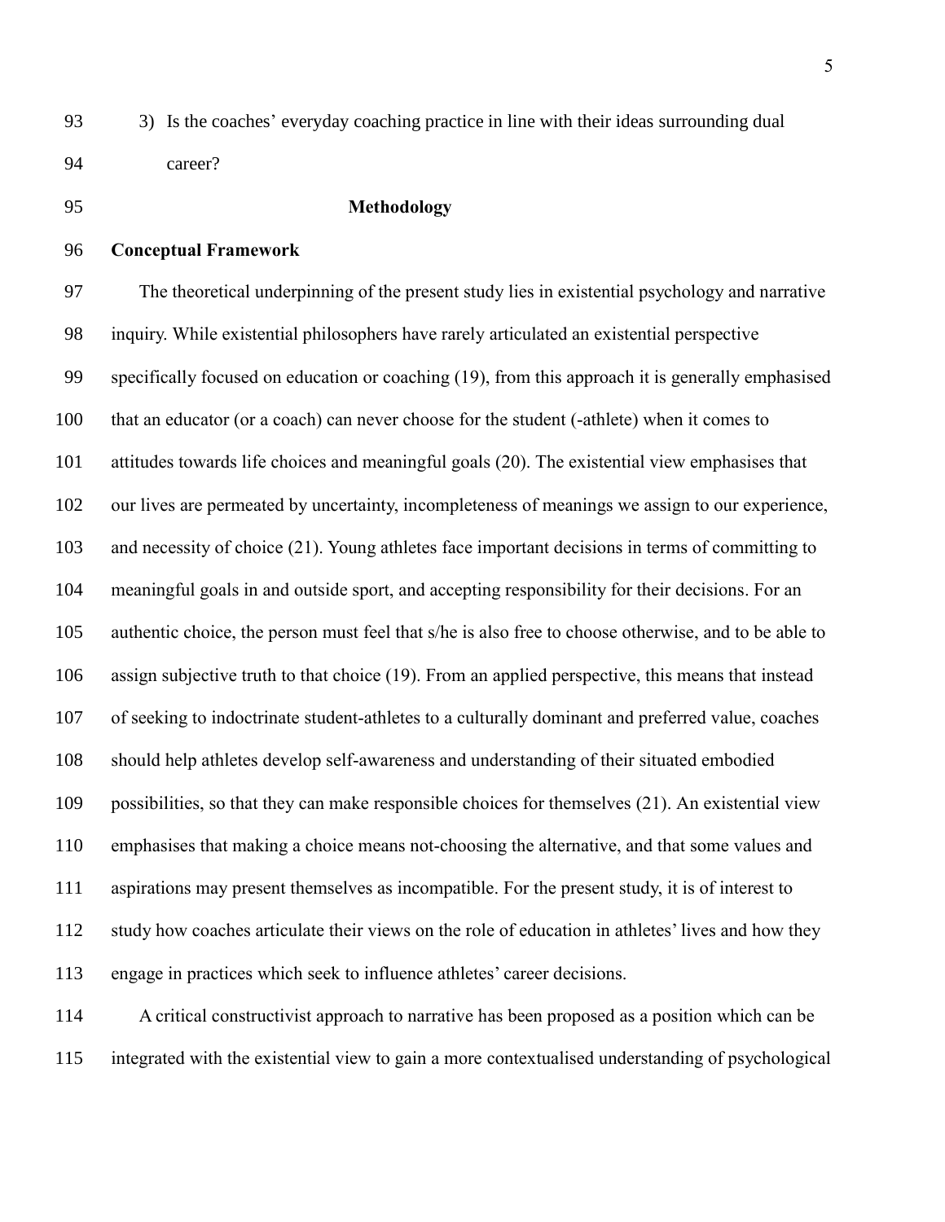3) Is the coaches' everyday coaching practice in line with their ideas surrounding dual career?

## Methodology

### Conceptual Framework

The theoretical underpinning of the present study lies in existential psychology and narrative inquiry. While existential philosophers have rarely articulated an existential perspective specifically focused on education or coaching (19), from this approach it is generally emphasised that an educator (or a coach) can never choose for the student (-athlete) when it comes to attitudes towards life choices and meaningful goals (20). The existential view emphasises that our lives are permeated by uncertainty, incompleteness of meanings we assign to our experience, and necessity of choice (21). Young athletes face important decisions in terms of committing to meaningful goals in and outside sport, and accepting responsibility for their decisions. For an authentic choice, the person must feel that s/he is also free to choose otherwise, and to be able to assign subjective truth to that choice (19). From an applied perspective, this means that instead of seeking to indoctrinate student-athletes to a culturally dominant and preferred value, coaches should help athletes develop self-awareness and understanding of their situated embodied possibilities, so that they can make responsible choices for themselves (21). An existential view emphasises that making a choice means not-choosing the alternative, and that some values and aspirations may present themselves as incompatible. For the present study, it is of interest to study how coaches articulate their views on the role of education in athletes' lives and how they engage in practices which seek to influence athletes' career decisions.

A critical constructivist approach to narrative has been proposed as a position which can be integrated with the existential view to gain a more contextualised understanding of psychological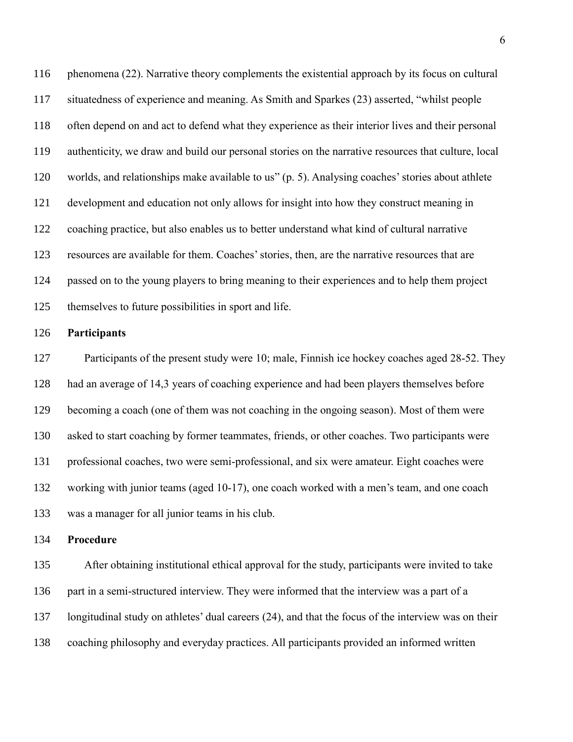phenomena (22). Narrative theory complements the existential approach by its focus on cultural situatedness of experience and meaning. As Smith and Sparkes (23) asserted, "whilst people often depend on and act to defend what they experience as their interior lives and their personal authenticity, we draw and build our personal stories on the narrative resources that culture, local worlds, and relationships make available to us" (p. 5). Analysing coaches' stories about athlete development and education not only allows for insight into how they construct meaning in coaching practice, but also enables us to better understand what kind of cultural narrative resources are available for them. Coaches' stories, then, are the narrative resources that are passed on to the young players to bring meaning to their experiences and to help them project themselves to future possibilities in sport and life.

**Participants**

Participants of the present study were 10; male, Finnish ice hockey coaches aged 28-52. They had an average of 14,3 years of coaching experience and had been players themselves before becoming a coach (one of them was not coaching in the ongoing season). Most of them were asked to start coaching by former teammates, friends, or other coaches. Two participants were professional coaches, two were semi-professional, and six were amateur. Eight coaches were working with junior teams (aged 10-17), one coach worked with a men's team, and one coach was a manager for all junior teams in his club.

**Procedure**

After obtaining institutional ethical approval for the study, participants were invited to take part in a semi-structured interview. They were informed that the interview was a part of a longitudinal study on athletes' dual careers (24), and that the focus of the interview was on their coaching philosophy and everyday practices. All participants provided an informed written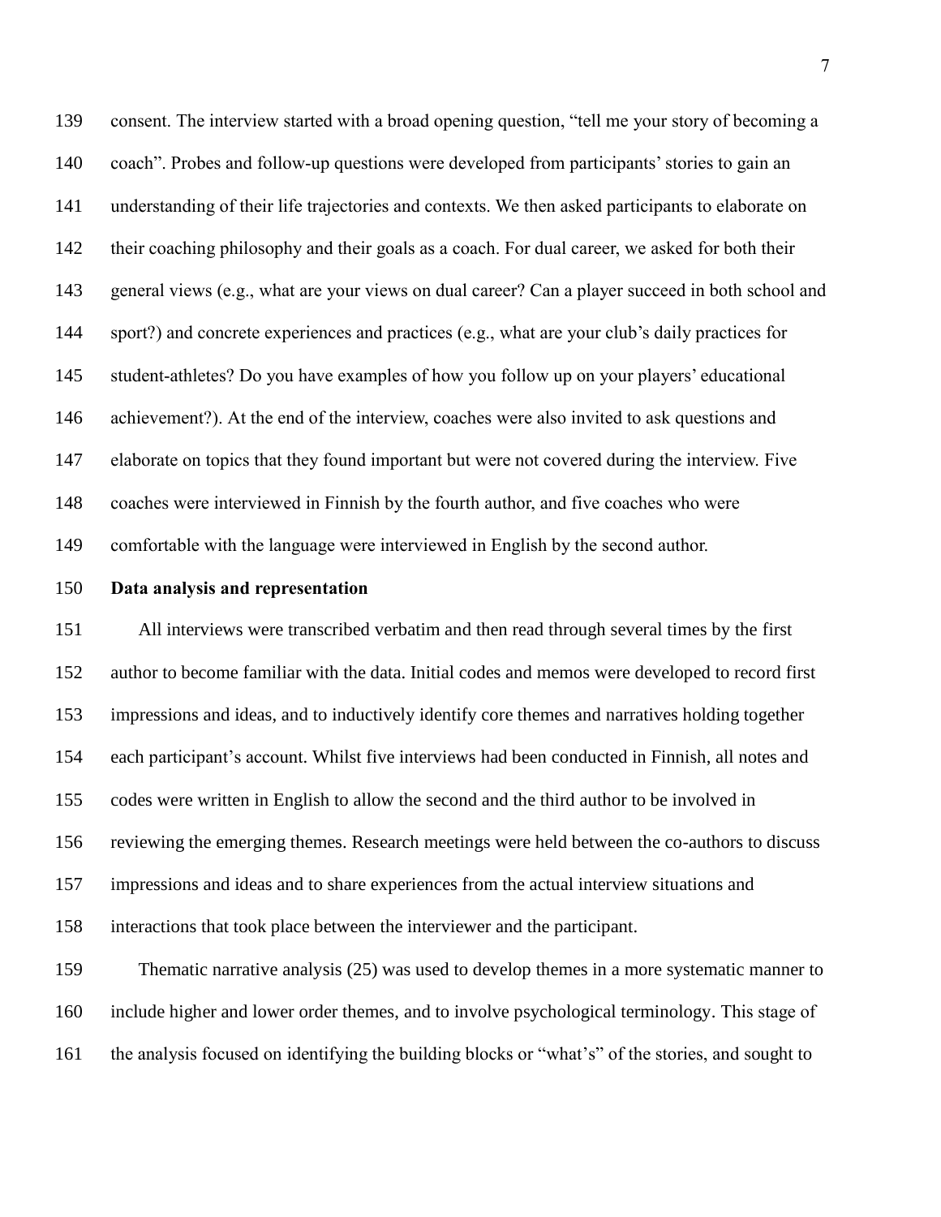consent. The interview started with a broad opening question, "tell me your story of becoming a coach". Probes and follow-up questions were developed from participants' stories to gain an understanding of their life trajectories and contexts. We then asked participants to elaborate on their coaching philosophy and their goals as a coach. For dual career, we asked for both their general views (e.g., what are your views on dual career? Can a player succeed in both school and sport?) and concrete experiences and practices (e.g., what are your club's daily practices for student-athletes? Do you have examples of how you follow up on your players' educational achievement?). At the end of the interview, coaches were also invited to ask questions and elaborate on topics that they found important but were not covered during the interview. Five coaches were interviewed in Finnish by the fourth author, and five coaches who were comfortable with the language were interviewed in English by the second author.

**Data analysis and representation**

All interviews were transcribed verbatim and then read through several times by the first author to become familiar with the data. Initial codes and memos were developed to record first impressions and ideas, and to inductively identify core themes and narratives holding together each participant's account. Whilst five interviews had been conducted in Finnish, all notes and codes were written in English to allow the second and the third author to be involved in reviewing the emerging themes. Research meetings were held between the co-authors to discuss impressions and ideas and to share experiences from the actual interview situations and interactions that took place between the interviewer and the participant.

Thematic narrative analysis (25) was used to develop themes in a more systematic manner to include higher and lower order themes, and to involve psychological terminology. This stage of the analysis focused on identifying the building blocks or "what's" of the stories, and sought to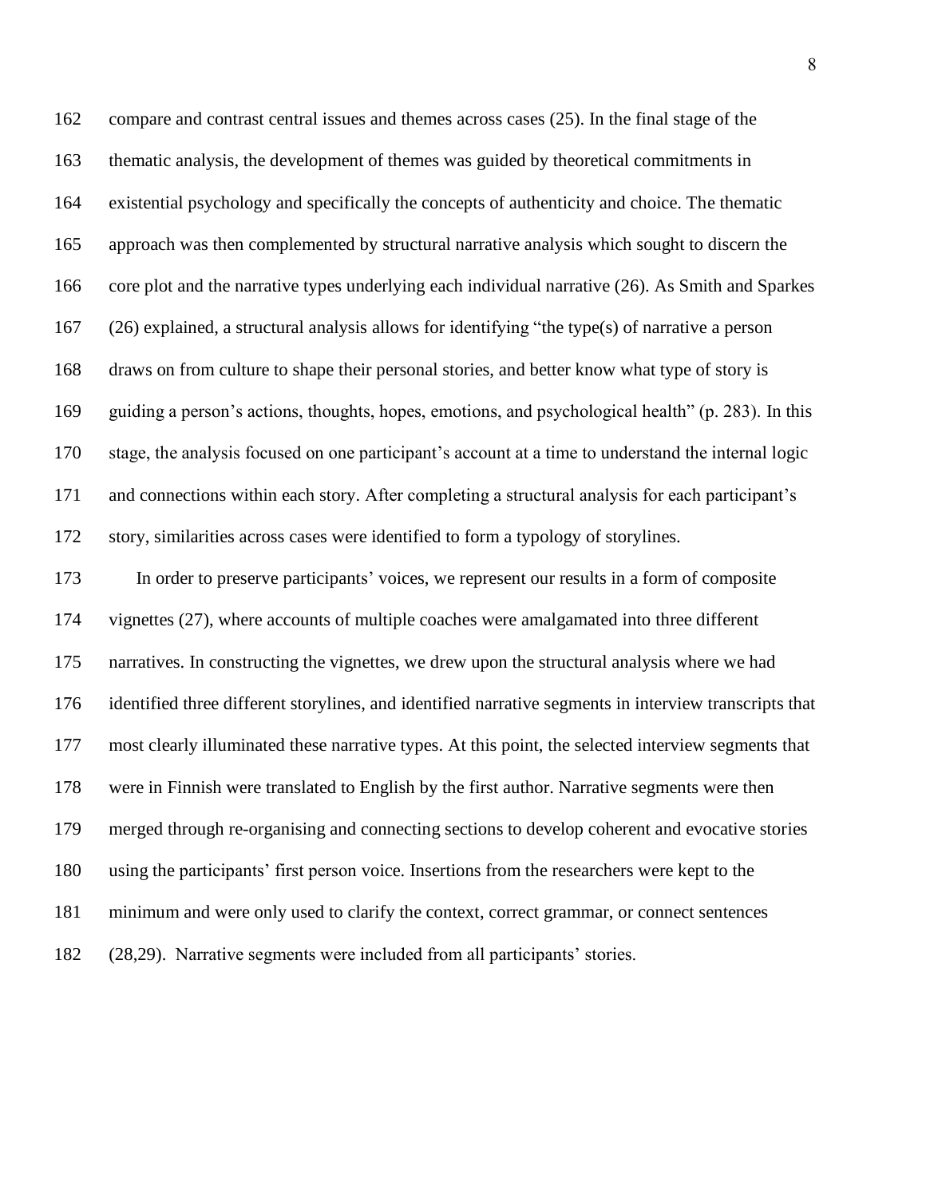compare and contrast central issues and themes across cases (25). In the final stage of the thematic analysis, the development of themes was guided by theoretical commitments in existential psychology and specifically the concepts of authenticity and choice. The thematic approach was then complemented by structural narrative analysis which sought to discern the core plot and the narrative types underlying each individual narrative (26). As Smith and Sparkes (26) explained, a structural analysis allows for identifying "the type(s) of narrative a person draws on from culture to shape their personal stories, and better know what type of story is guiding a person's actions, thoughts, hopes, emotions, and psychological health" (p. 283). In this stage, the analysis focused on one participant's account at a time to understand the internal logic and connections within each story. After completing a structural analysis for each participant's story, similarities across cases were identified to form a typology of storylines.

In order to preserve participants' voices, we represent our results in a form of composite vignettes (27), where accounts of multiple coaches were amalgamated into three different narratives. In constructing the vignettes, we drew upon the structural analysis where we had identified three different storylines, and identified narrative segments in interview transcripts that most clearly illuminated these narrative types. At this point, the selected interview segments that were in Finnish were translated to English by the first author. Narrative segments were then merged through re-organising and connecting sections to develop coherent and evocative stories using the participants' first person voice. Insertions from the researchers were kept to the minimum and were only used to clarify the context, correct grammar, or connect sentences (28,29). Narrative segments were included from all participants' stories.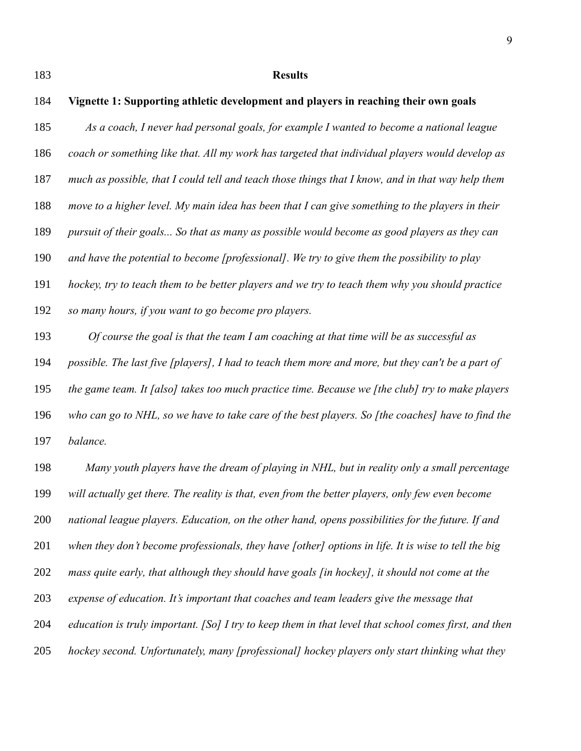## Results

### Vignette 1: Supporting athletic development and players in reaching their own goals

*As a coach, I never had personal goals, for example I wanted to become a national league coach or something like that. All my work has targeted that individual players would develop as much as possible, that I could tell and teach those things that I know, and in that way help them move to a higher level. My main idea has been that I can give something to the players in their pursuit of their goals... So that as many as possible would become as good players as they can and have the potential to become [professional]. We try to give them the possibility to play hockey, try to teach them to be better players and we try to teach them why you should practice so many hours, if you want to go become pro players.*

*Of course the goal is that the team I am coaching at that time will be as successful as possible. The last five [players], I had to teach them more and more, but they can't be a part of the game team. It [also] takes too much practice time. Because we [the club] try to make players who can go to NHL, so we have to take care of the best players. So [the coaches] have to find the balance.*

*Many youth players have the dream of playing in NHL, but in reality only a small percentage will actually get there. The reality is that, even from the better players, only few even become national league players. Education, on the other hand, opens possibilities for the future. If and when they don't become professionals, they have [other] options in life. It is wise to tell the big mass quite early, that although they should have goals [in hockey], it should not come at the expense of education. It's important that coaches and team leaders give the message that education is truly important. [So] I try to keep them in that level that school comes first, and then hockey second. Unfortunately, many [professional] hockey players only start thinking what they*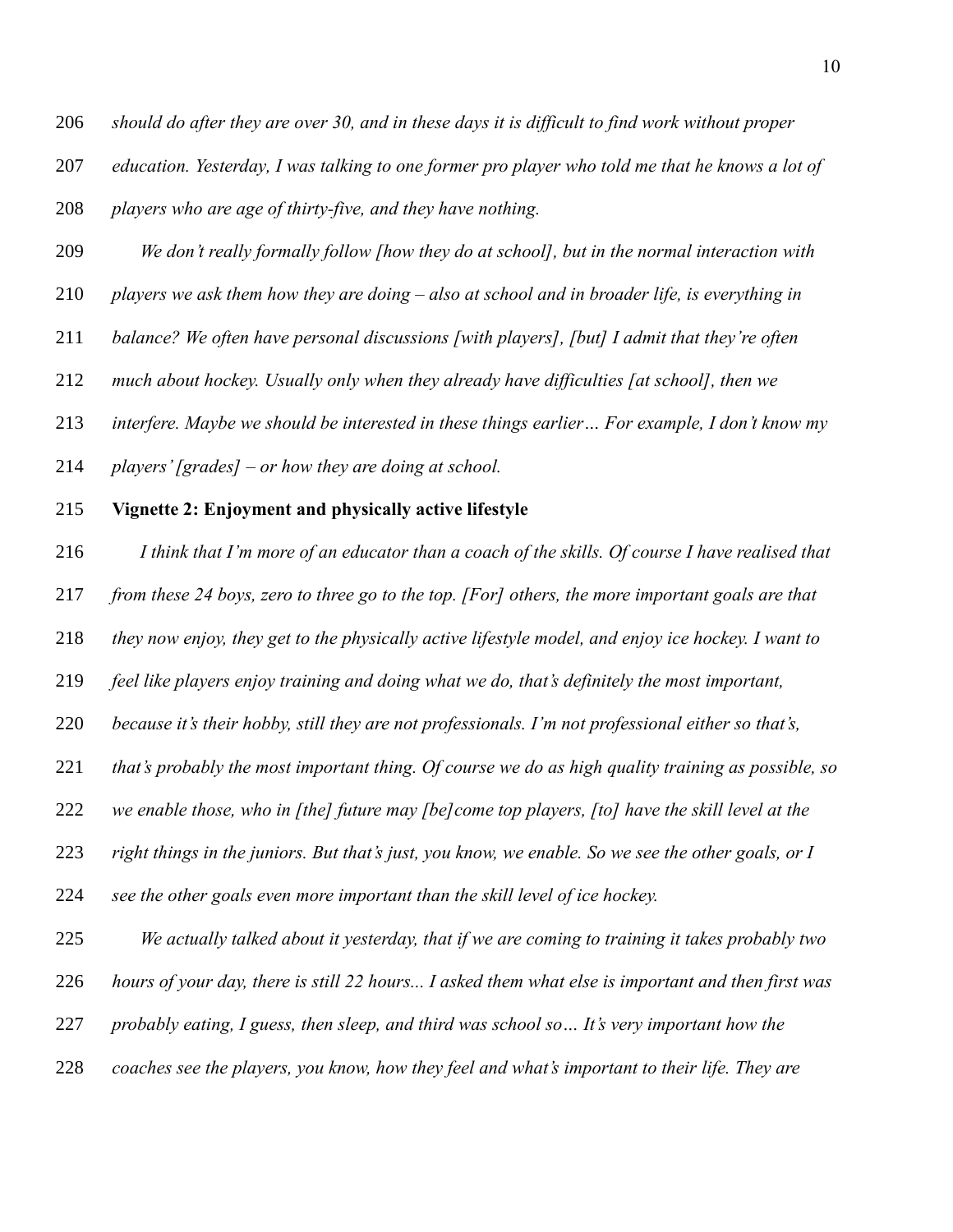*should do after they are over 30, and in these days it is difficult to find work without proper education. Yesterday, I was talking to one former pro player who told me that he knows a lot of players who are age of thirty-five, and they have nothing.*

*We don't really formally follow [how they do at school], but in the normal interaction with players we ask them how they are doing – also at school and in broader life, is everything in balance? We often have personal discussions [with players], [but] I admit that they're often much about hockey. Usually only when they already have difficulties [at school], then we interfere. Maybe we should be interested in these things earlier… For example, I don't know my players' [grades] – or how they are doing at school.*

**Vignette 2: Enjoyment and physically active lifestyle**

*I think that I'm more of an educator than a coach of the skills. Of course I have realised that from these 24 boys, zero to three go to the top. [For] others, the more important goals are that they now enjoy, they get to the physically active lifestyle model, and enjoy ice hockey. I want to feel like players enjoy training and doing what we do, that's definitely the most important, because it's their hobby, still they are not professionals. I'm not professional either so that's, that's probably the most important thing. Of course we do as high quality training as possible, so we enable those, who in [the] future may [be]come top players, [to] have the skill level at the right things in the juniors. But that's just, you know, we enable. So we see the other goals, or I see the other goals even more important than the skill level of ice hockey.*

*We actually talked about it yesterday, that if we are coming to training it takes probably two hours of your day, there is still 22 hours... I asked them what else is important and then first was probably eating, I guess, then sleep, and third was school so… It's very important how the coaches see the players, you know, how they feel and what's important to their life. They are*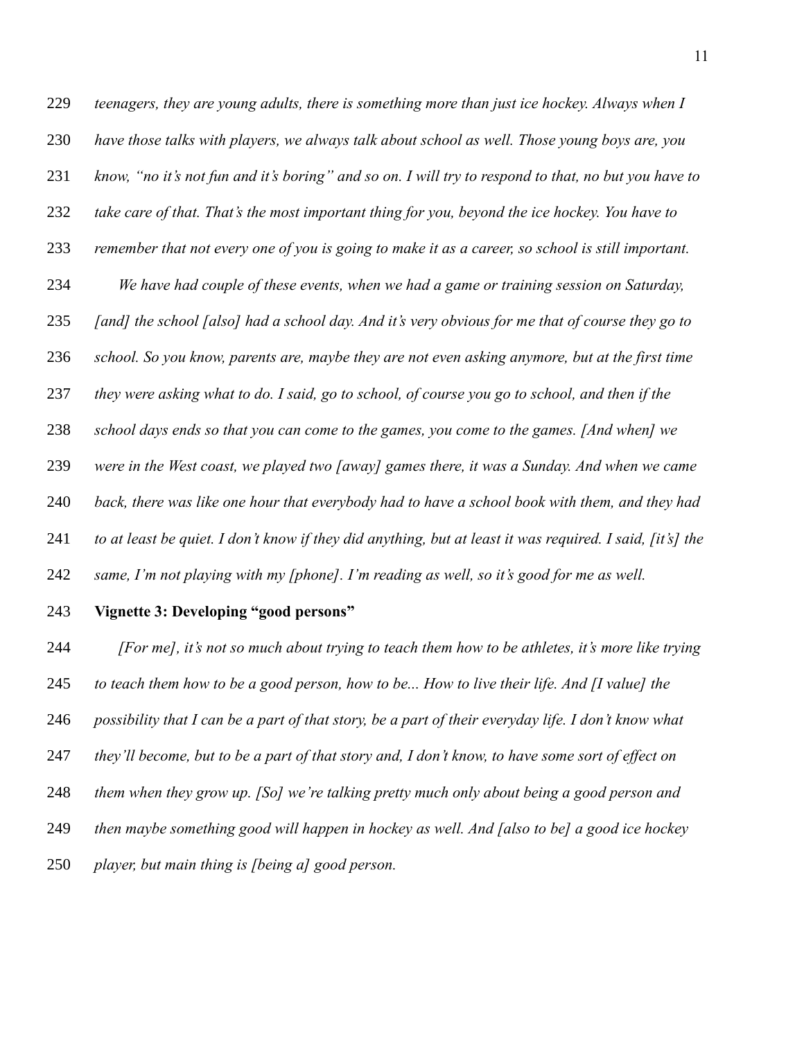*teenagers, they are young adults, there is something more than just ice hockey. Always when I have those talks with players, we always talk about school as well. Those young boys are, you know, "no it's not fun and it's boring" and so on. I will try to respond to that, no but you have to take care of that. That's the most important thing for you, beyond the ice hockey. You have to remember that not every one of you is going to make it as a career, so school is still important.*

*We have had couple of these events, when we had a game or training session on Saturday, [and] the school [also] had a school day. And it's very obvious for me that of course they go to school. So you know, parents are, maybe they are not even asking anymore, but at the first time they were asking what to do. I said, go to school, of course you go to school, and then if the school days ends so that you can come to the games, you come to the games. [And when] we were in the West coast, we played two [away] games there, it was a Sunday. And when we came back, there was like one hour that everybody had to have a school book with them, and they had to at least be quiet. I don't know if they did anything, but at least it was required. I said, [it's] the same, I'm not playing with my [phone]. I'm reading as well, so it's good for me as well.*

**Vignette 3: Developing "good persons"**

*[For me], it's not so much about trying to teach them how to be athletes, it's more like trying to teach them how to be a good person, how to be... How to live their life. And [I value] the possibility that I can be a part of that story, be a part of their everyday life. I don't know what they'll become, but to be a part of that story and, I don't know, to have some sort of effect on them when they grow up. [So] we're talking pretty much only about being a good person and then maybe something good will happen in hockey as well. And [also to be] a good ice hockey player, but main thing is [being a] good person.*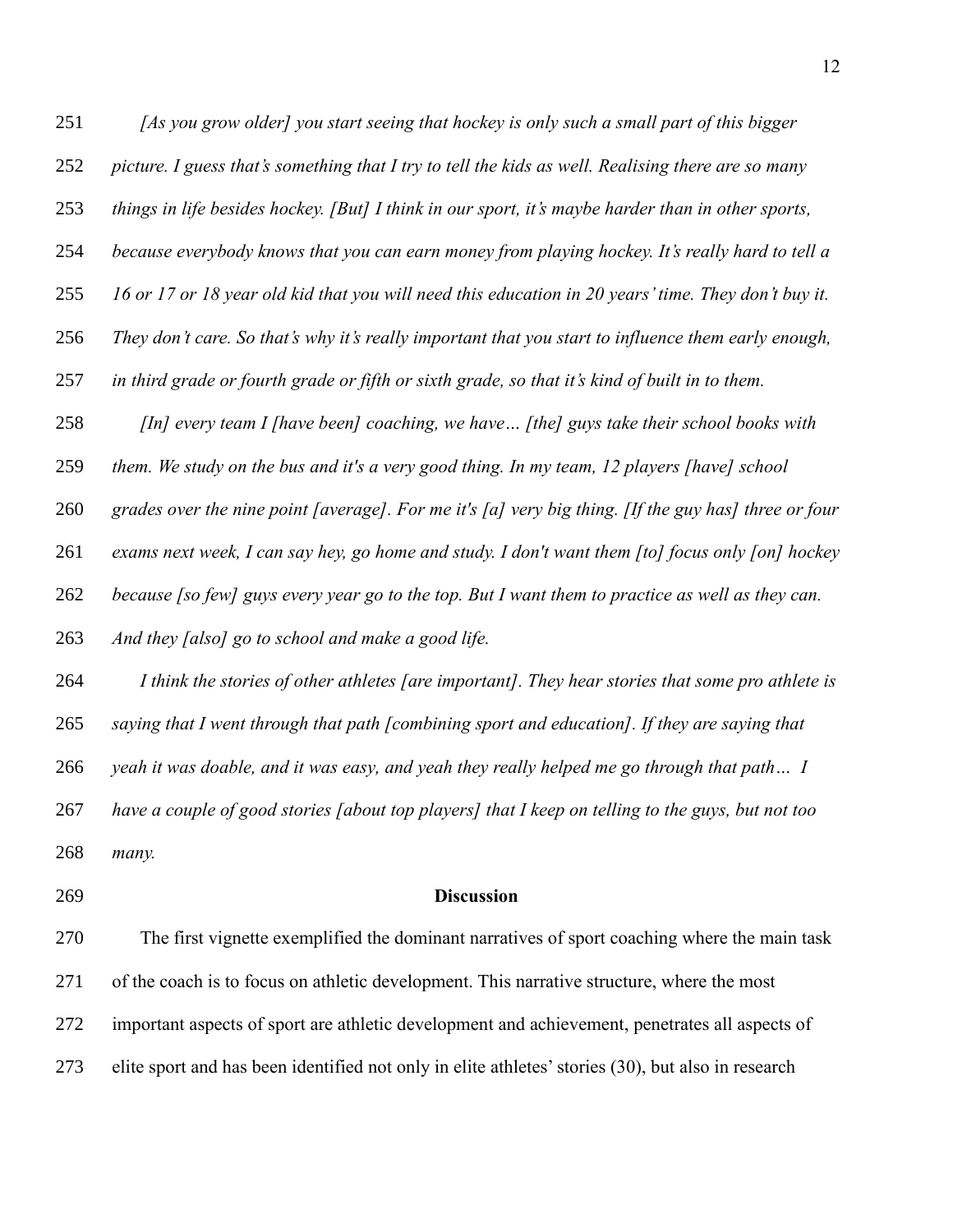*[As you grow older] you start seeing that hockey is only such a small part of this bigger picture. I guess that's something that I try to tell the kids as well. Realising there are so many things in life besides hockey. [But] I think in our sport, it's maybe harder than in other sports, because everybody knows that you can earn money from playing hockey. It's really hard to tell a 16 or 17 or 18 year old kid that you will need this education in 20 years' time. They don't buy it. They don't care. So that's why it's really important that you start to influence them early enough, in third grade or fourth grade or fifth or sixth grade, so that it's kind of built in to them.*

*[In] every team I [have been] coaching, we have… [the] guys take their school books with them. We study on the bus and it's a very good thing. In my team, 12 players [have] school grades over the nine point [average]. For me it's [a] very big thing. [If the guy has] three or four exams next week, I can say hey, go home and study. I don't want them [to] focus only [on] hockey because [so few] guys every year go to the top. But I want them to practice as well as they can. And they [also] go to school and make a good life.*

*I think the stories of other athletes [are important]. They hear stories that some pro athlete is saying that I went through that path [combining sport and education]. If they are saying that yeah it was doable, and it was easy, and yeah they really helped me go through that path… I have a couple of good stories [about top players] that I keep on telling to the guys, but not too many.*

## Discussion

The first vignette exemplified the dominant narratives of sport coaching where the main task of the coach is to focus on athletic development. This narrative structure, where the most important aspects of sport are athletic development and achievement, penetrates all aspects of elite sport and has been identified not only in elite athletes' stories (30), but also in research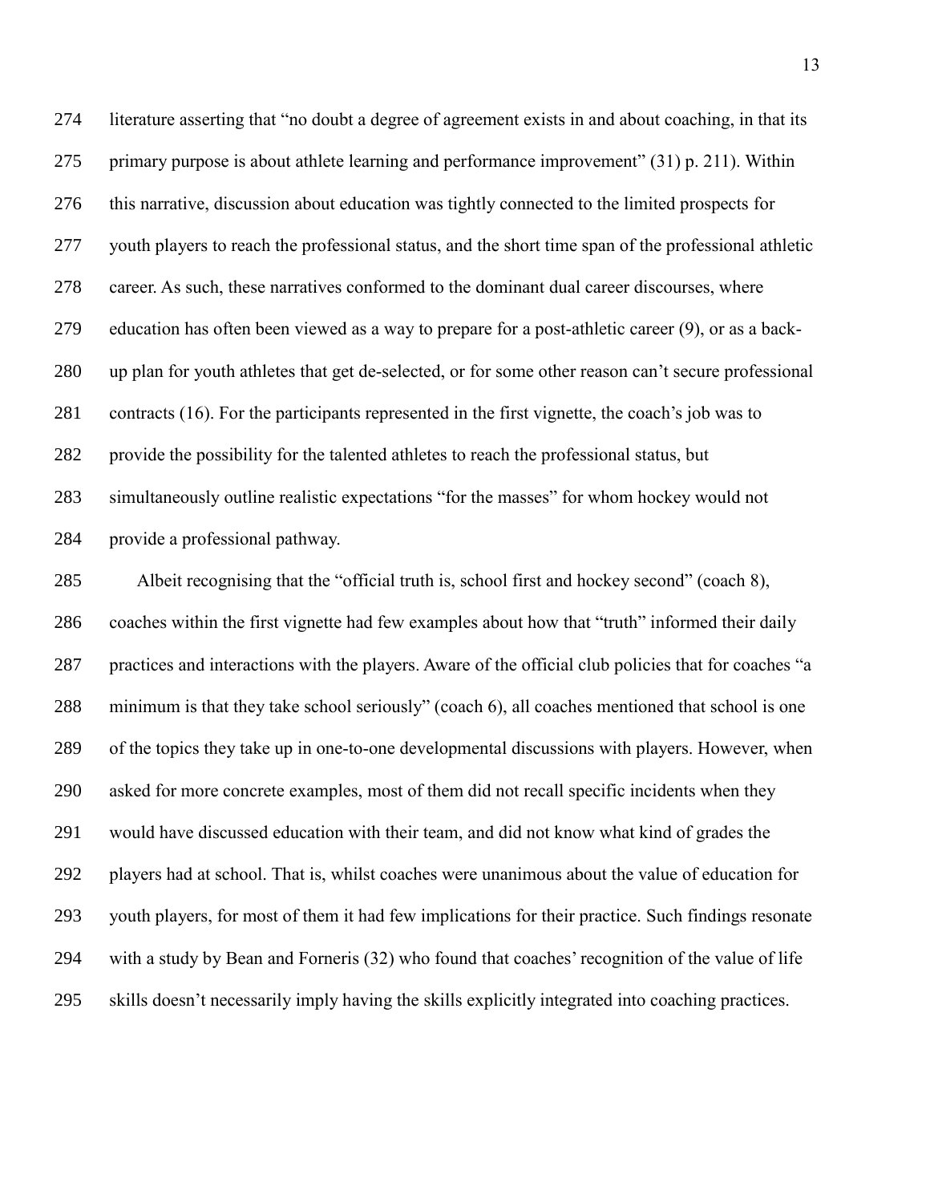literature asserting that "no doubt a degree of agreement exists in and about coaching, in that its primary purpose is about athlete learning and performance improvement" (31) p. 211). Within this narrative, discussion about education was tightly connected to the limited prospects for youth players to reach the professional status, and the short time span of the professional athletic career. As such, these narratives conformed to the dominant dual career discourses, where education has often been viewed as a way to prepare for a post-athletic career (9), or as a back-up plan for youth athletes that get de-selected, or for some other reason can't secure professional contracts (16). For the participants represented in the first vignette, the coach's job was to provide the possibility for the talented athletes to reach the professional status, but simultaneously outline realistic expectations "for the masses" for whom hockey would not provide a professional pathway.

Albeit recognising that the "official truth is, school first and hockey second" (coach 8), coaches within the first vignette had few examples about how that "truth" informed their daily practices and interactions with the players. Aware of the official club policies that for coaches "a minimum is that they take school seriously" (coach 6), all coaches mentioned that school is one of the topics they take up in one-to-one developmental discussions with players. However, when asked for more concrete examples, most of them did not recall specific incidents when they would have discussed education with their team, and did not know what kind of grades the players had at school. That is, whilst coaches were unanimous about the value of education for youth players, for most of them it had few implications for their practice. Such findings resonate with a study by Bean and Forneris (32) who found that coaches' recognition of the value of life skills doesn't necessarily imply having the skills explicitly integrated into coaching practices.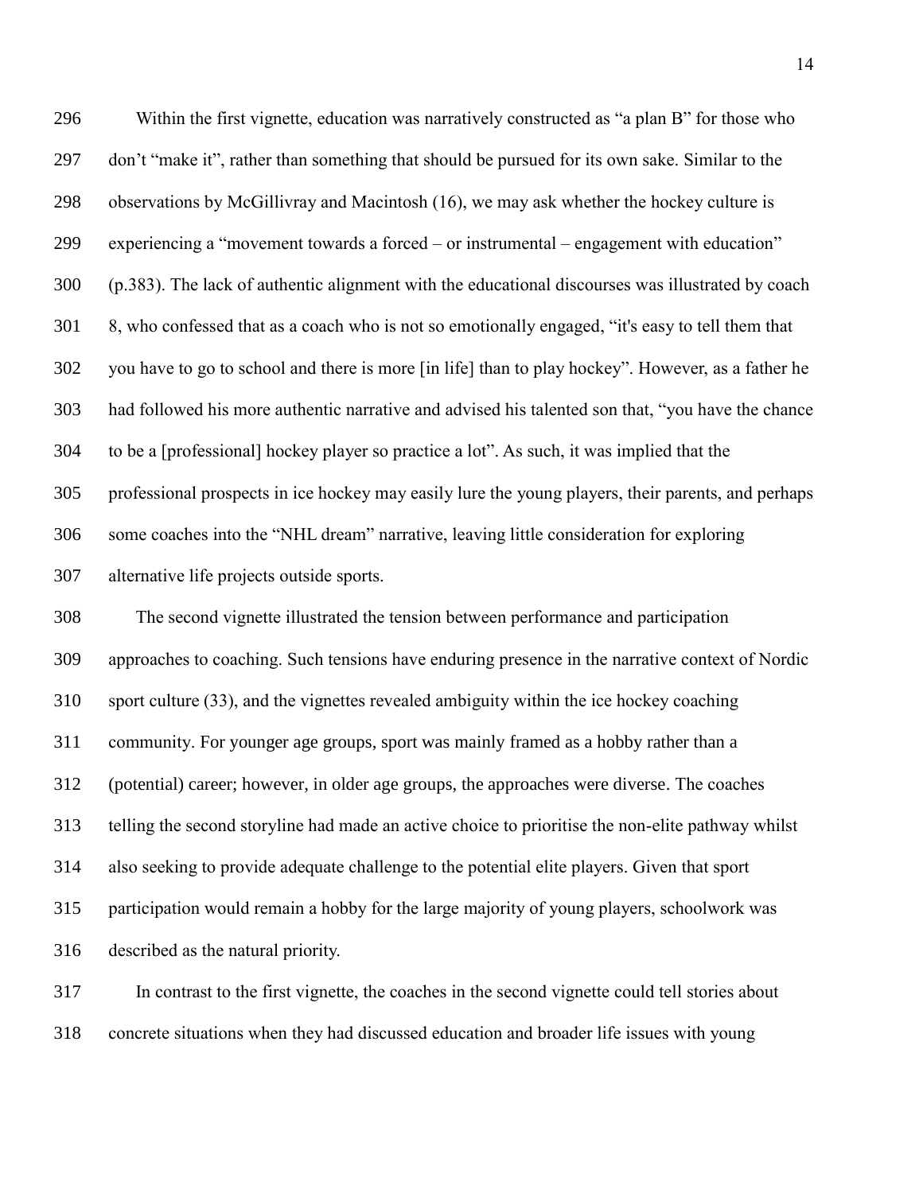Within the first vignette, education was narratively constructed as "a plan B" for those who don't "make it", rather than something that should be pursued for its own sake. Similar to the observations by McGillivray and Macintosh (16), we may ask whether the hockey culture is experiencing a "movement towards a forced – or instrumental – engagement with education" (p.383). The lack of authentic alignment with the educational discourses was illustrated by coach 8, who confessed that as a coach who is not so emotionally engaged, "it's easy to tell them that you have to go to school and there is more [in life] than to play hockey". However, as a father he had followed his more authentic narrative and advised his talented son that, "you have the chance to be a [professional] hockey player so practice a lot". As such, it was implied that the professional prospects in ice hockey may easily lure the young players, their parents, and perhaps some coaches into the "NHL dream" narrative, leaving little consideration for exploring alternative life projects outside sports.

The second vignette illustrated the tension between performance and participation approaches to coaching. Such tensions have enduring presence in the narrative context of Nordic sport culture (33), and the vignettes revealed ambiguity within the ice hockey coaching community. For younger age groups, sport was mainly framed as a hobby rather than a (potential) career; however, in older age groups, the approaches were diverse. The coaches telling the second storyline had made an active choice to prioritise the non-elite pathway whilst also seeking to provide adequate challenge to the potential elite players. Given that sport participation would remain a hobby for the large majority of young players, schoolwork was described as the natural priority.

In contrast to the first vignette, the coaches in the second vignette could tell stories about concrete situations when they had discussed education and broader life issues with young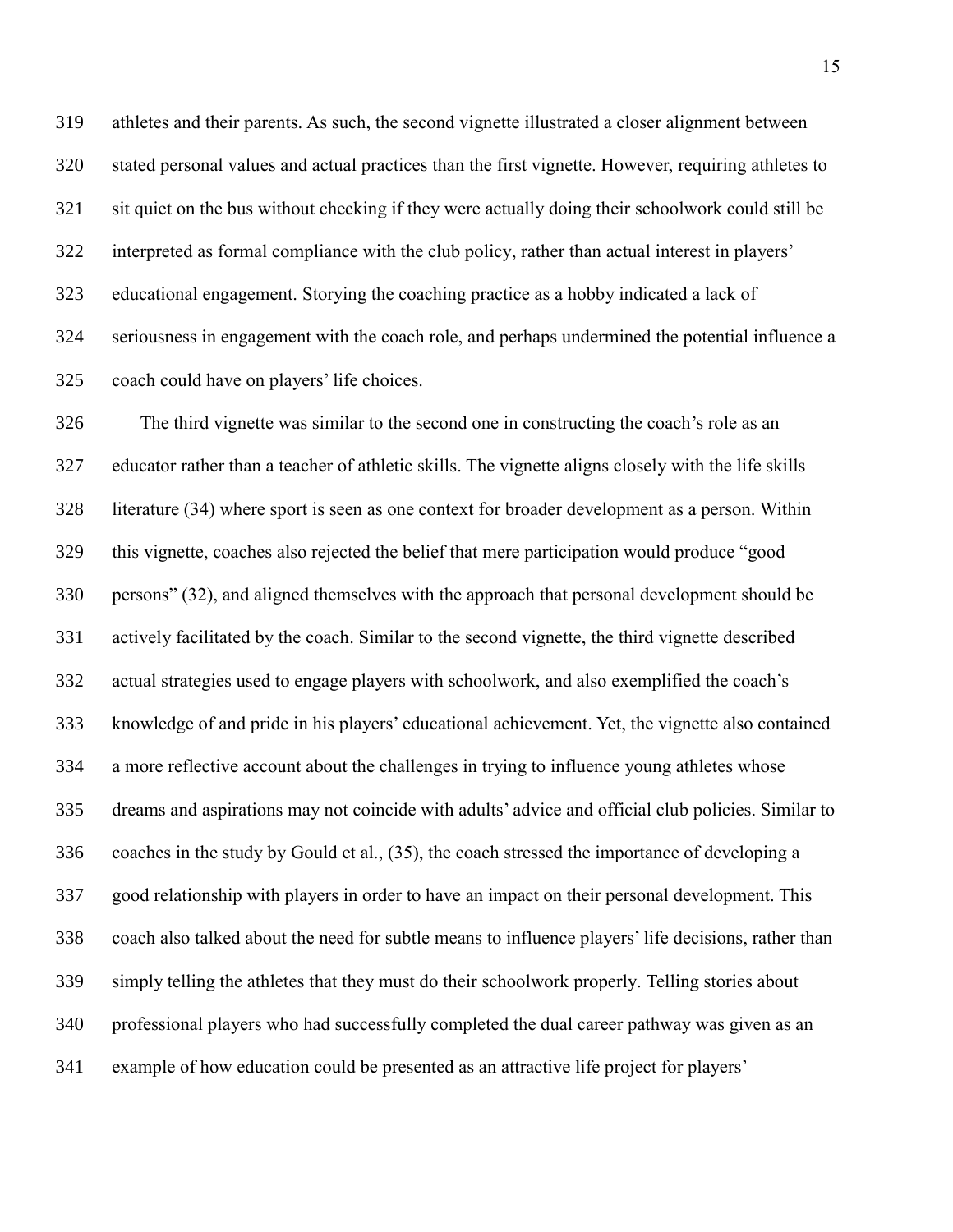athletes and their parents. As such, the second vignette illustrated a closer alignment between stated personal values and actual practices than the first vignette. However, requiring athletes to sit quiet on the bus without checking if they were actually doing their schoolwork could still be interpreted as formal compliance with the club policy, rather than actual interest in players' educational engagement. Storying the coaching practice as a hobby indicated a lack of seriousness in engagement with the coach role, and perhaps undermined the potential influence a coach could have on players' life choices.

The third vignette was similar to the second one in constructing the coach's role as an educator rather than a teacher of athletic skills. The vignette aligns closely with the life skills literature (34) where sport is seen as one context for broader development as a person. Within this vignette, coaches also rejected the belief that mere participation would produce "good persons" (32), and aligned themselves with the approach that personal development should be actively facilitated by the coach. Similar to the second vignette, the third vignette described actual strategies used to engage players with schoolwork, and also exemplified the coach's knowledge of and pride in his players' educational achievement. Yet, the vignette also contained a more reflective account about the challenges in trying to influence young athletes whose dreams and aspirations may not coincide with adults' advice and official club policies. Similar to coaches in the study by Gould et al., (35), the coach stressed the importance of developing a good relationship with players in order to have an impact on their personal development. This coach also talked about the need for subtle means to influence players' life decisions, rather than simply telling the athletes that they must do their schoolwork properly. Telling stories about professional players who had successfully completed the dual career pathway was given as an example of how education could be presented as an attractive life project for players'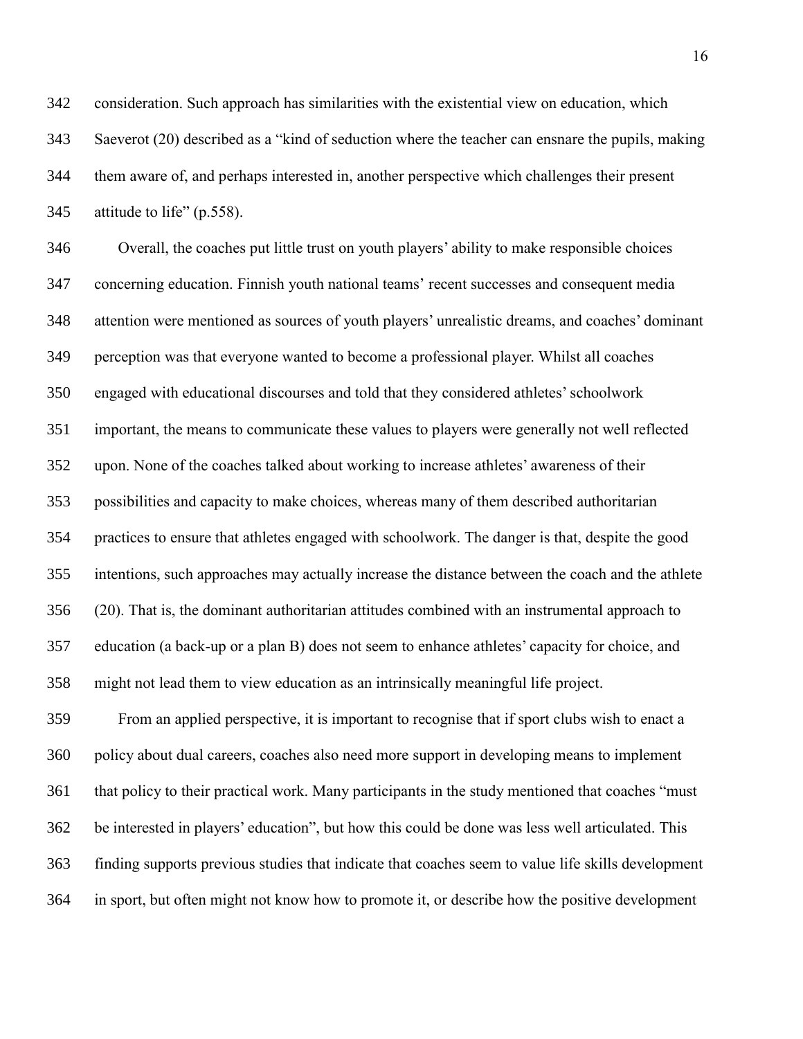consideration. Such approach has similarities with the existential view on education, which Saeverot (20) described as a "kind of seduction where the teacher can ensnare the pupils, making them aware of, and perhaps interested in, another perspective which challenges their present attitude to life" (p.558).

Overall, the coaches put little trust on youth players' ability to make responsible choices concerning education. Finnish youth national teams' recent successes and consequent media attention were mentioned as sources of youth players' unrealistic dreams, and coaches' dominant perception was that everyone wanted to become a professional player. Whilst all coaches engaged with educational discourses and told that they considered athletes' schoolwork important, the means to communicate these values to players were generally not well reflected upon. None of the coaches talked about working to increase athletes' awareness of their possibilities and capacity to make choices, whereas many of them described authoritarian practices to ensure that athletes engaged with schoolwork. The danger is that, despite the good intentions, such approaches may actually increase the distance between the coach and the athlete (20). That is, the dominant authoritarian attitudes combined with an instrumental approach to education (a back-up or a plan B) does not seem to enhance athletes' capacity for choice, and might not lead them to view education as an intrinsically meaningful life project.

From an applied perspective, it is important to recognise that if sport clubs wish to enact a policy about dual careers, coaches also need more support in developing means to implement that policy to their practical work. Many participants in the study mentioned that coaches "must be interested in players' education", but how this could be done was less well articulated. This finding supports previous studies that indicate that coaches seem to value life skills development in sport, but often might not know how to promote it, or describe how the positive development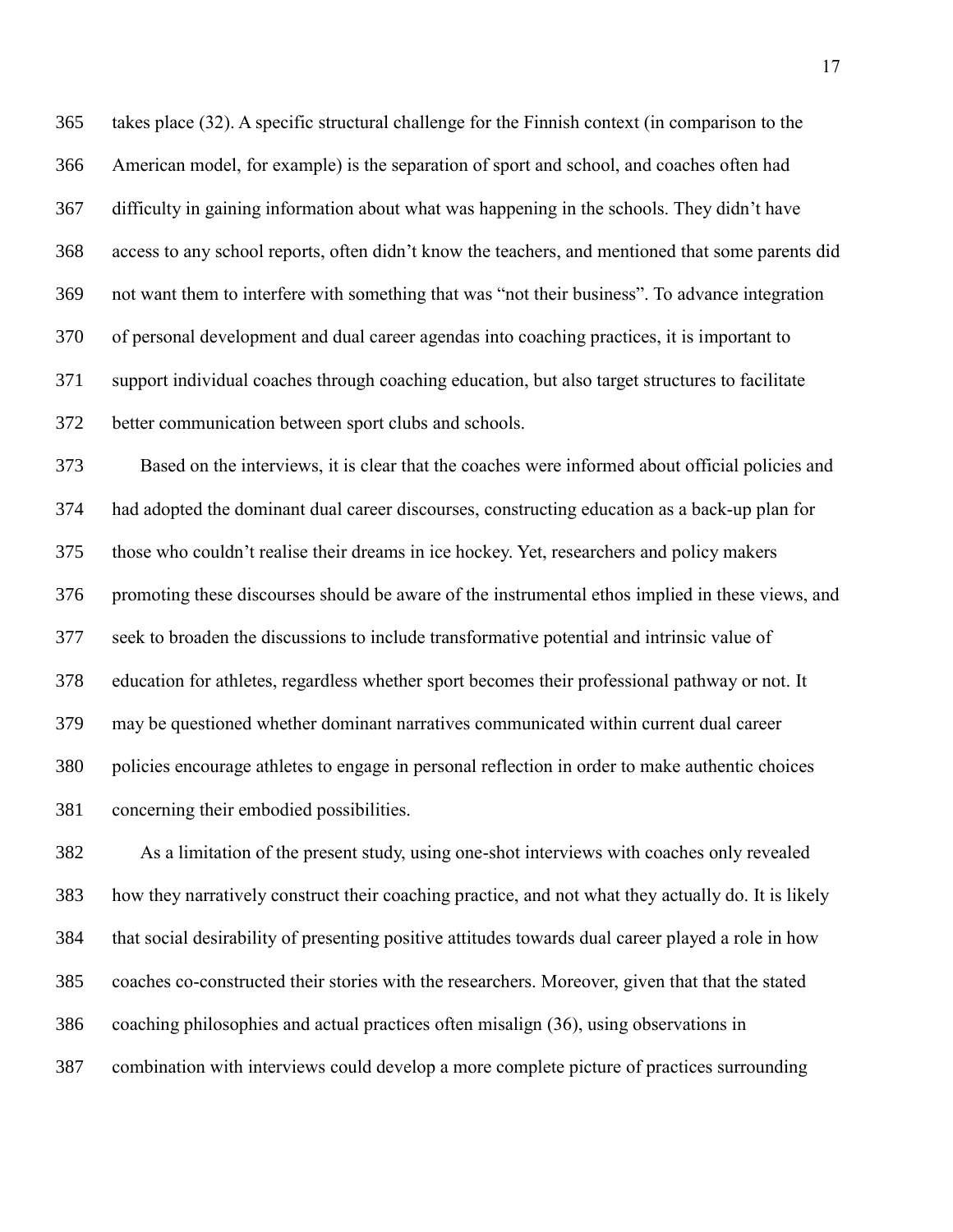takes place (32). A specific structural challenge for the Finnish context (in comparison to the American model, for example) is the separation of sport and school, and coaches often had difficulty in gaining information about what was happening in the schools. They didn't have access to any school reports, often didn't know the teachers, and mentioned that some parents did not want them to interfere with something that was "not their business". To advance integration of personal development and dual career agendas into coaching practices, it is important to support individual coaches through coaching education, but also target structures to facilitate better communication between sport clubs and schools.

Based on the interviews, it is clear that the coaches were informed about official policies and had adopted the dominant dual career discourses, constructing education as a back-up plan for those who couldn't realise their dreams in ice hockey. Yet, researchers and policy makers promoting these discourses should be aware of the instrumental ethos implied in these views, and seek to broaden the discussions to include transformative potential and intrinsic value of education for athletes, regardless whether sport becomes their professional pathway or not. It may be questioned whether dominant narratives communicated within current dual career policies encourage athletes to engage in personal reflection in order to make authentic choices concerning their embodied possibilities.

As a limitation of the present study, using one-shot interviews with coaches only revealed how they narratively construct their coaching practice, and not what they actually do. It is likely that social desirability of presenting positive attitudes towards dual career played a role in how coaches co-constructed their stories with the researchers. Moreover, given that that the stated coaching philosophies and actual practices often misalign (36), using observations in combination with interviews could develop a more complete picture of practices surrounding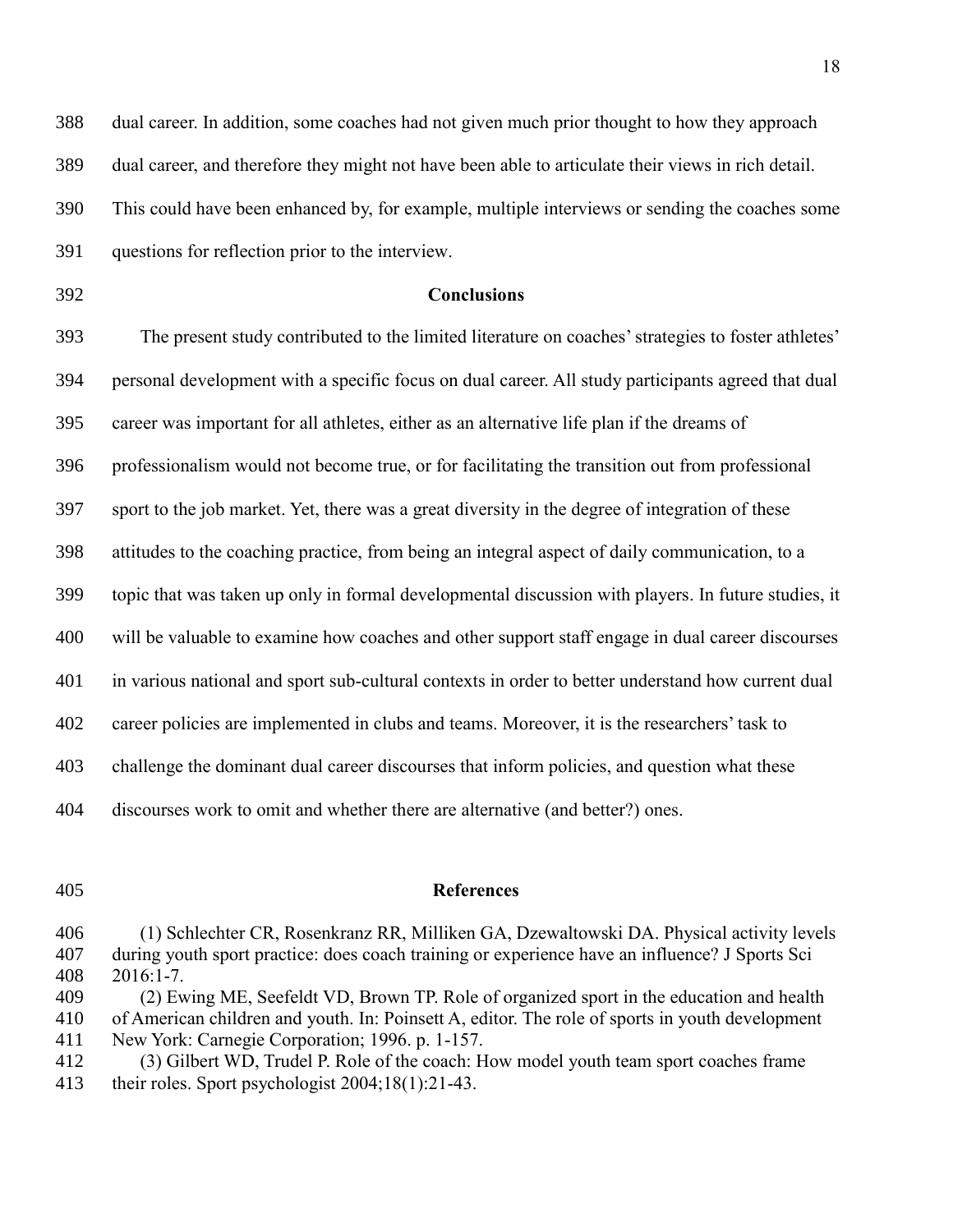dual career. In addition, some coaches had not given much prior thought to how they approach dual career, and therefore they might not have been able to articulate their views in rich detail. This could have been enhanced by, for example, multiple interviews or sending the coaches some questions for reflection prior to the interview.

## Conclusions

The present study contributed to the limited literature on coaches' strategies to foster athletes' personal development with a specific focus on dual career. All study participants agreed that dual career was important for all athletes, either as an alternative life plan if the dreams of professionalism would not become true, or for facilitating the transition out from professional sport to the job market. Yet, there was a great diversity in the degree of integration of these attitudes to the coaching practice, from being an integral aspect of daily communication, to a topic that was taken up only in formal developmental discussion with players. In future studies, it will be valuable to examine how coaches and other support staff engage in dual career discourses in various national and sport sub-cultural contexts in order to better understand how current dual career policies are implemented in clubs and teams. Moreover, it is the researchers' task to challenge the dominant dual career discourses that inform policies, and question what these discourses work to omit and whether there are alternative (and better?) ones.

## References

(1) Schlechter CR, Rosenkranz RR, Milliken GA, Dzewaltowski DA. Physical activity levels during youth sport practice: does coach training or experience have an influence? J Sports Sci 2016:1-7.

(2) Ewing ME, Seefeldt VD, Brown TP. Role of organized sport in the education and health of American children and youth. In: Poinsett A, editor. The role of sports in youth development New York: Carnegie Corporation; 1996. p. 1-157.

(3) Gilbert WD, Trudel P. Role of the coach: How model youth team sport coaches frame their roles. Sport psychologist 2004;18(1):21-43.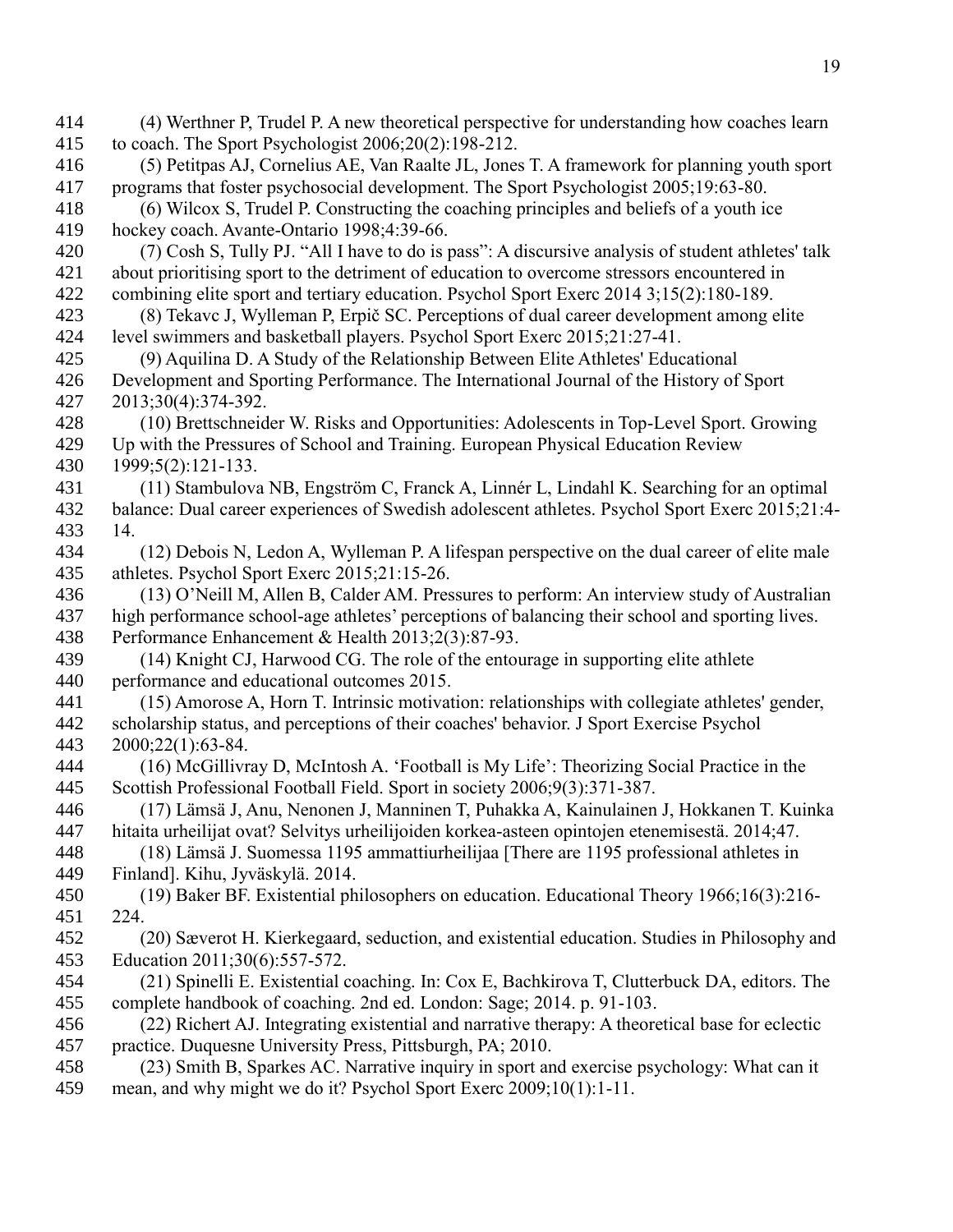(4) Werthner P, Trudel P. A new theoretical perspective for understanding how coaches learn to coach. The Sport Psychologist 2006;20(2):198-212.

(5) Petitpas AJ, Cornelius AE, Van Raalte JL, Jones T. A framework for planning youth sport programs that foster psychosocial development. The Sport Psychologist 2005;19:63-80.

(6) Wilcox S, Trudel P. Constructing the coaching principles and beliefs of a youth ice hockey coach. Avante-Ontario 1998;4:39-66.

(7) Cosh S, Tully PJ. "All I have to do is pass": A discursive analysis of student athletes' talk about prioritising sport to the detriment of education to overcome stressors encountered in combining elite sport and tertiary education. Psychol Sport Exerc 2014 3;15(2):180-189.

(8) Tekavc J, Wylleman P, Erpič SC. Perceptions of dual career development among elite level swimmers and basketball players. Psychol Sport Exerc 2015;21:27-41.

(9) Aquilina D. A Study of the Relationship Between Elite Athletes' Educational Development and Sporting Performance. The International Journal of the History of Sport 2013;30(4):374-392.

(10) Brettschneider W. Risks and Opportunities: Adolescents in Top-Level Sport. Growing Up with the Pressures of School and Training. European Physical Education Review 1999;5(2):121-133.

(11) Stambulova NB, Engström C, Franck A, Linnér L, Lindahl K. Searching for an optimal balance: Dual career experiences of Swedish adolescent athletes. Psychol Sport Exerc 2015;21:4-14.

(12) Debois N, Ledon A, Wylleman P. A lifespan perspective on the dual career of elite male athletes. Psychol Sport Exerc 2015;21:15-26.

(13) O'Neill M, Allen B, Calder AM. Pressures to perform: An interview study of Australian high performance school-age athletes' perceptions of balancing their school and sporting lives. Performance Enhancement & Health 2013;2(3):87-93.

(14) Knight CJ, Harwood CG. The role of the entourage in supporting elite athlete performance and educational outcomes 2015.

(15) Amorose A, Horn T. Intrinsic motivation: relationships with collegiate athletes' gender, scholarship status, and perceptions of their coaches' behavior. J Sport Exercise Psychol 2000;22(1):63-84.

(16) McGillivray D, McIntosh A. 'Football is My Life': Theorizing Social Practice in the Scottish Professional Football Field. Sport in society 2006;9(3):371-387.

(17) Lämsä J, Anu, Nenonen J, Manninen T, Puhakka A, Kainulainen J, Hokkanen T. Kuinka hitaita urheilijat ovat? Selvitys urheilijoiden korkea-asteen opintojen etenemisestä. 2014;47.

(18) Lämsä J. Suomessa 1195 ammattiurheilijaa [There are 1195 professional athletes in Finland]. Kihu, Jyväskylä. 2014.

(19) Baker BF. Existential philosophers on education. Educational Theory 1966;16(3):216-224.

(20) Sæverot H. Kierkegaard, seduction, and existential education. Studies in Philosophy and Education 2011;30(6):557-572.

(21) Spinelli E. Existential coaching. In: Cox E, Bachkirova T, Clutterbuck DA, editors. The complete handbook of coaching. 2nd ed. London: Sage; 2014. p. 91-103.

(22) Richert AJ. Integrating existential and narrative therapy: A theoretical base for eclectic practice. Duquesne University Press, Pittsburgh, PA; 2010.

(23) Smith B, Sparkes AC. Narrative inquiry in sport and exercise psychology: What can it mean, and why might we do it? Psychol Sport Exerc 2009;10(1):1-11.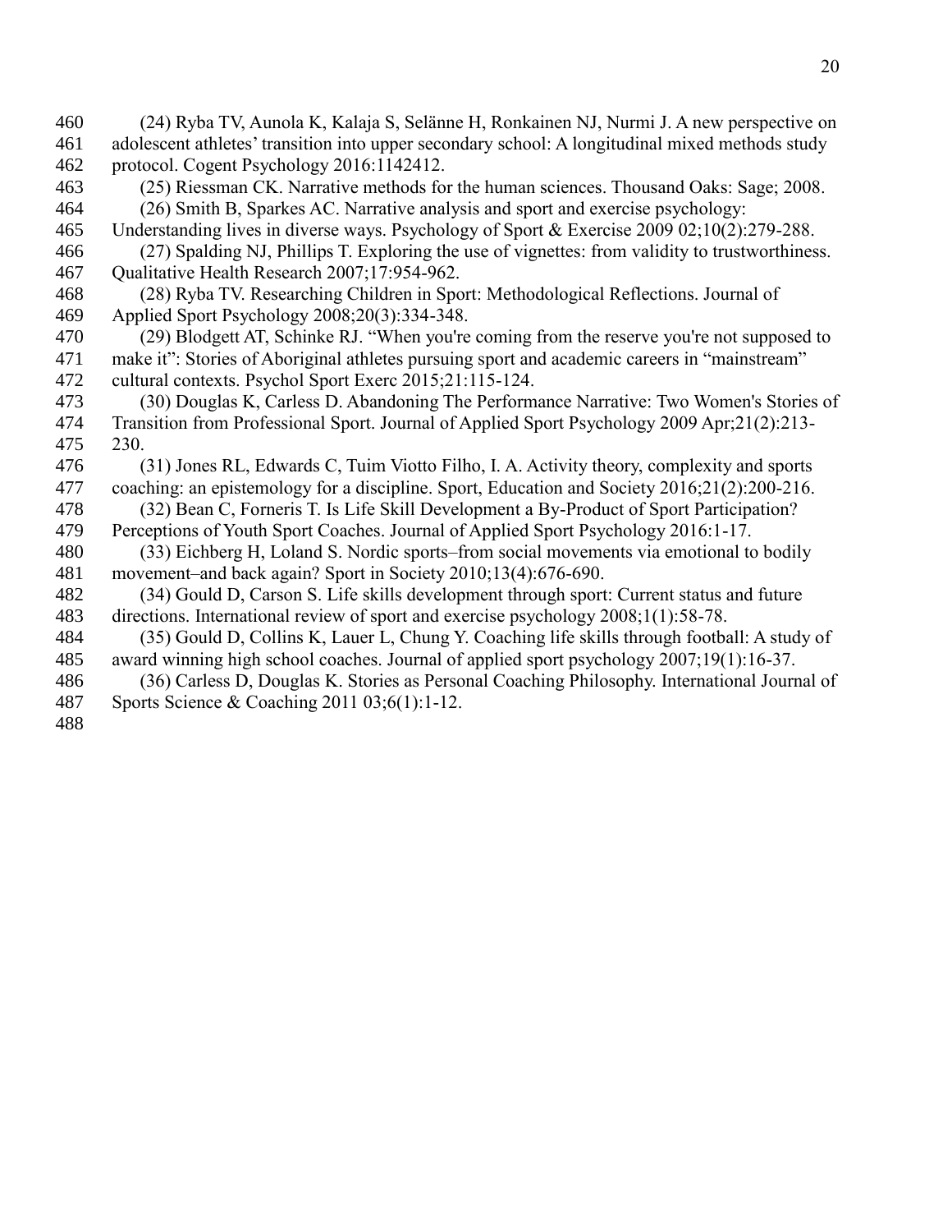(24) Ryba TV, Aunola K, Kalaja S, Selänne H, Ronkainen NJ, Nurmi J. A new perspective on adolescent athletes' transition into upper secondary school: A longitudinal mixed methods study protocol. Cogent Psychology 2016:1142412.

(25) Riessman CK. Narrative methods for the human sciences. Thousand Oaks: Sage; 2008.

(26) Smith B, Sparkes AC. Narrative analysis and sport and exercise psychology: Understanding lives in diverse ways. Psychology of Sport & Exercise 2009 02;10(2):279-288.

(27) Spalding NJ, Phillips T. Exploring the use of vignettes: from validity to trustworthiness. Qualitative Health Research 2007;17:954-962.

(28) Ryba TV. Researching Children in Sport: Methodological Reflections. Journal of Applied Sport Psychology 2008;20(3):334-348.

(29) Blodgett AT, Schinke RJ. "When you're coming from the reserve you're not supposed to make it": Stories of Aboriginal athletes pursuing sport and academic careers in "mainstream" cultural contexts. Psychol Sport Exerc 2015;21:115-124.

(30) Douglas K, Carless D. Abandoning The Performance Narrative: Two Women's Stories of Transition from Professional Sport. Journal of Applied Sport Psychology 2009 Apr;21(2):213-230.

(31) Jones RL, Edwards C, Tuim Viotto Filho, I. A. Activity theory, complexity and sports coaching: an epistemology for a discipline. Sport, Education and Society 2016;21(2):200-216.

(32) Bean C, Forneris T. Is Life Skill Development a By-Product of Sport Participation? Perceptions of Youth Sport Coaches. Journal of Applied Sport Psychology 2016:1-17.

(33) Eichberg H, Loland S. Nordic sports–from social movements via emotional to bodily movement–and back again? Sport in Society 2010;13(4):676-690.

(34) Gould D, Carson S. Life skills development through sport: Current status and future directions. International review of sport and exercise psychology 2008;1(1):58-78.

(35) Gould D, Collins K, Lauer L, Chung Y. Coaching life skills through football: A study of award winning high school coaches. Journal of applied sport psychology 2007;19(1):16-37.

(36) Carless D, Douglas K. Stories as Personal Coaching Philosophy. International Journal of Sports Science & Coaching 2011 03;6(1):1-12.